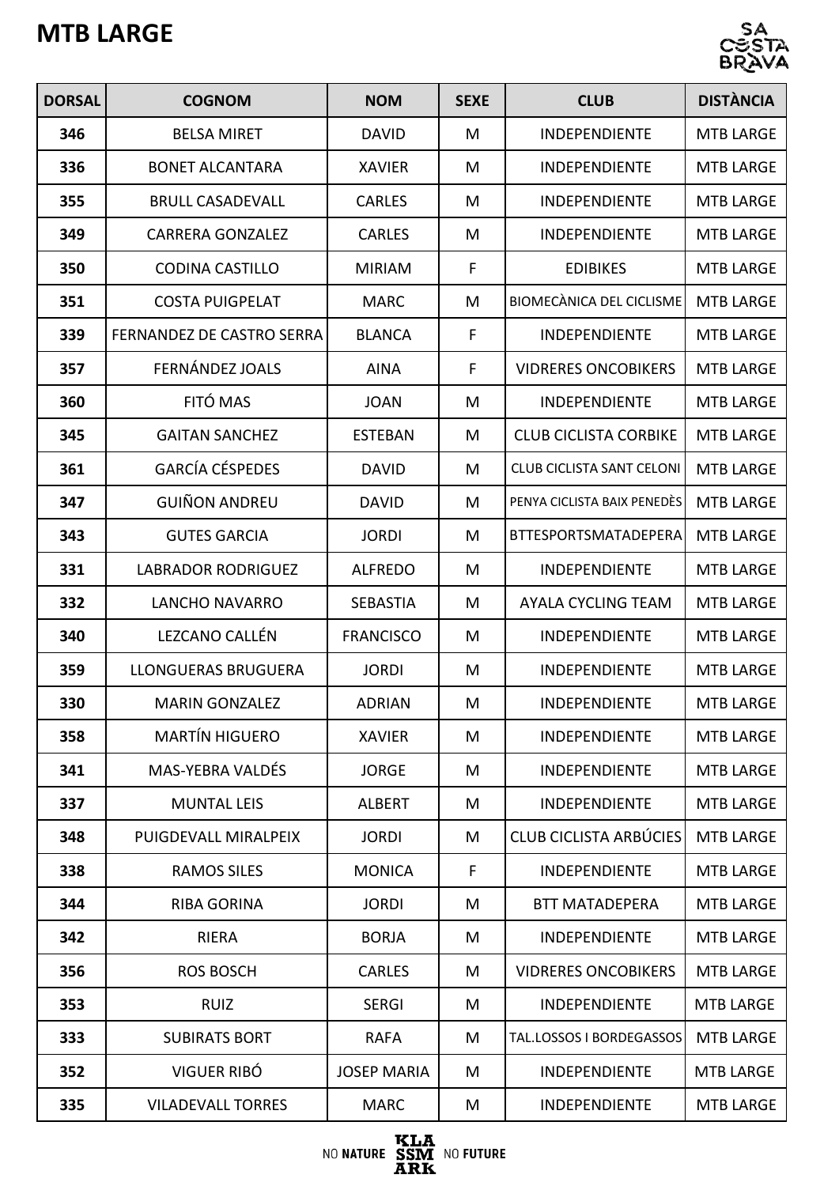# MTB LARGE

| DORSAL | COGNOM | NOM | SEXE | CLUB | DISTÀNCIA |
|---|---|---|---|---|---|
| 346 | BELSA MIRET | DAVID | M | INDEPENDIENTE | MTB LARGE |
| 336 | BONET ALCANTARA | XAVIER | M | INDEPENDIENTE | MTB LARGE |
| 355 | BRULL CASADEVALL | CARLES | M | INDEPENDIENTE | MTB LARGE |
| 349 | CARRERA GONZALEZ | CARLES | M | INDEPENDIENTE | MTB LARGE |
| 350 | CODINA CASTILLO | MIRIAM | F | EDIBIKES | MTB LARGE |
| 351 | COSTA PUIGPELAT | MARC | M | BIOMECÀNICA DEL CICLISME | MTB LARGE |
| 339 | FERNANDEZ DE CASTRO SERRA | BLANCA | F | INDEPENDIENTE | MTB LARGE |
| 357 | FERNÁNDEZ JOALS | AINA | F | VIDRERES ONCOBIKERS | MTB LARGE |
| 360 | FITÓ MAS | JOAN | M | INDEPENDIENTE | MTB LARGE |
| 345 | GAITAN SANCHEZ | ESTEBAN | M | CLUB CICLISTA CORBIKE | MTB LARGE |
| 361 | GARCÍA CÉSPEDES | DAVID | M | CLUB CICLISTA SANT CELONI | MTB LARGE |
| 347 | GUIÑON ANDREU | DAVID | M | PENYA CICLISTA BAIX PENEDÈS | MTB LARGE |
| 343 | GUTES GARCIA | JORDI | M | BTTESPORTSMATADEPERA | MTB LARGE |
| 331 | LABRADOR RODRIGUEZ | ALFREDO | M | INDEPENDIENTE | MTB LARGE |
| 332 | LANCHO NAVARRO | SEBASTIA | M | AYALA CYCLING TEAM | MTB LARGE |
| 340 | LEZCANO CALLÉN | FRANCISCO | M | INDEPENDIENTE | MTB LARGE |
| 359 | LLONGUERAS BRUGUERA | JORDI | M | INDEPENDIENTE | MTB LARGE |
| 330 | MARIN GONZALEZ | ADRIAN | M | INDEPENDIENTE | MTB LARGE |
| 358 | MARTÍN HIGUERO | XAVIER | M | INDEPENDIENTE | MTB LARGE |
| 341 | MAS-YEBRA VALDÉS | JORGE | M | INDEPENDIENTE | MTB LARGE |
| 337 | MUNTAL LEIS | ALBERT | M | INDEPENDIENTE | MTB LARGE |
| 348 | PUIGDEVALL MIRALPEIX | JORDI | M | CLUB CICLISTA ARBÚCIES | MTB LARGE |
| 338 | RAMOS SILES | MONICA | F | INDEPENDIENTE | MTB LARGE |
| 344 | RIBA GORINA | JORDI | M | BTT MATADEPERA | MTB LARGE |
| 342 | RIERA | BORJA | M | INDEPENDIENTE | MTB LARGE |
| 356 | ROS BOSCH | CARLES | M | VIDRERES ONCOBIKERS | MTB LARGE |
| 353 | RUIZ | SERGI | M | INDEPENDIENTE | MTB LARGE |
| 333 | SUBIRATS BORT | RAFA | M | TAL.LOSSOS I BORDEGASSOS | MTB LARGE |
| 352 | VIGUER RIBÓ | JOSEP MARIA | M | INDEPENDIENTE | MTB LARGE |
| 335 | VILADEVALL TORRES | MARC | M | INDEPENDIENTE | MTB LARGE |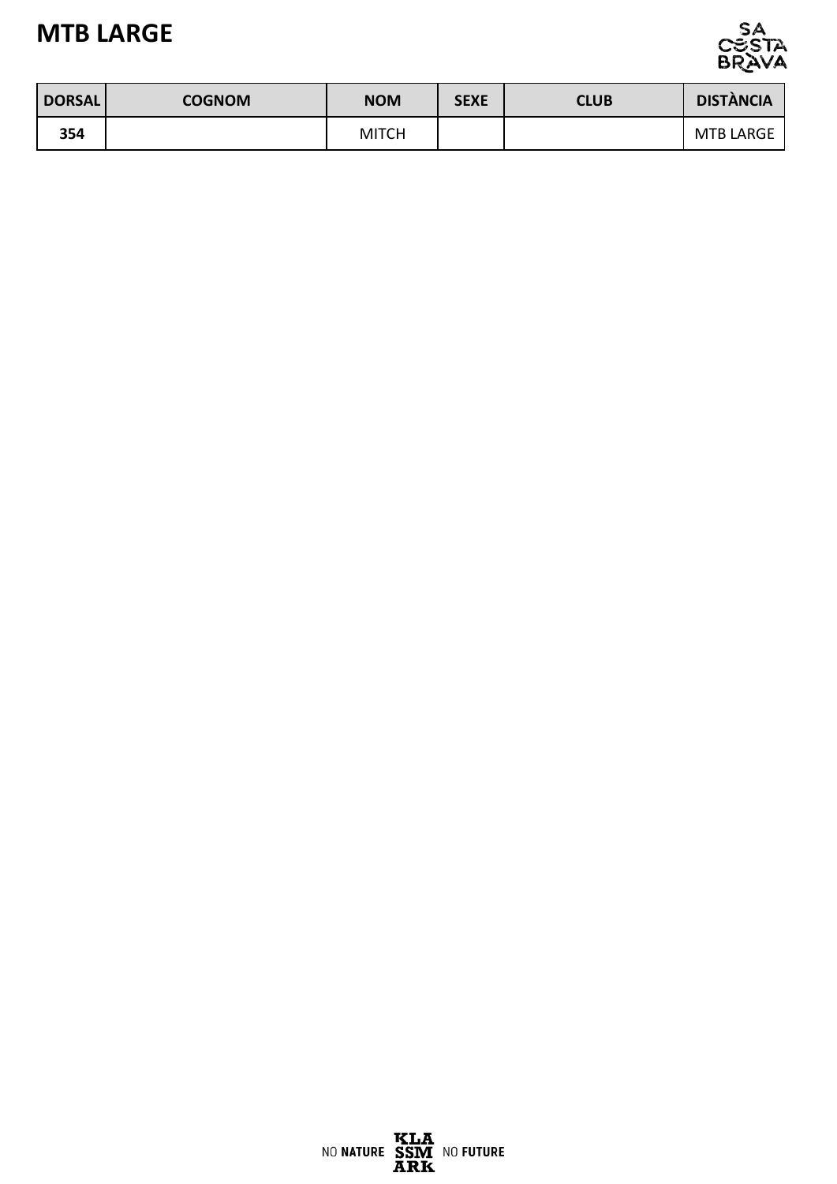# MTB LARGE

| DORSAL | COGNOM | NOM | SEXE | CLUB | DISTÀNCIA |
|---|---|---|---|---|---|
| **354** | | MITCH | | | MTB LARGE |

NO **NATURE** KLA SSM ARK NO **FUTURE**